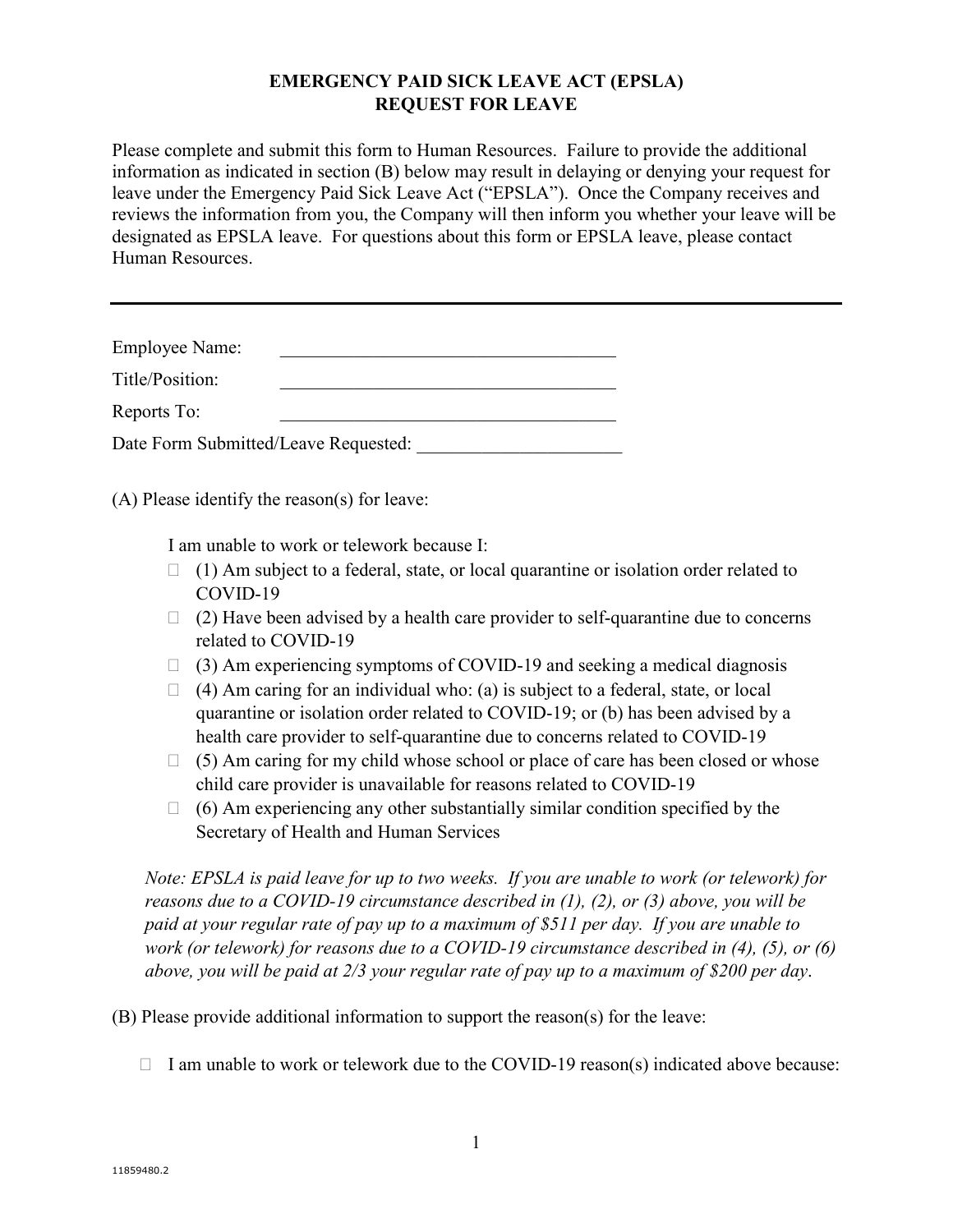# EMERGENCY PAID SICK LEAVE ACT (EPSLA)
# REQUEST FOR LEAVE

Please complete and submit this form to Human Resources. Failure to provide the additional information as indicated in section (B) below may result in delaying or denying your request for leave under the Emergency Paid Sick Leave Act ("EPSLA"). Once the Company receives and reviews the information from you, the Company will then inform you whether your leave will be designated as EPSLA leave. For questions about this form or EPSLA leave, please contact Human Resources.

---

Employee Name: ____________________________________

Title/Position: ____________________________________

Reports To: ____________________________________

Date Form Submitted/Leave Requested: ______________________

(A) Please identify the reason(s) for leave:

I am unable to work or telework because I:

- ☐ (1) Am subject to a federal, state, or local quarantine or isolation order related to COVID-19
- ☐ (2) Have been advised by a health care provider to self-quarantine due to concerns related to COVID-19
- ☐ (3) Am experiencing symptoms of COVID-19 and seeking a medical diagnosis
- ☐ (4) Am caring for an individual who: (a) is subject to a federal, state, or local quarantine or isolation order related to COVID-19; or (b) has been advised by a health care provider to self-quarantine due to concerns related to COVID-19
- ☐ (5) Am caring for my child whose school or place of care has been closed or whose child care provider is unavailable for reasons related to COVID-19
- ☐ (6) Am experiencing any other substantially similar condition specified by the Secretary of Health and Human Services

*Note: EPSLA is paid leave for up to two weeks. If you are unable to work (or telework) for reasons due to a COVID-19 circumstance described in (1), (2), or (3) above, you will be paid at your regular rate of pay up to a maximum of $511 per day. If you are unable to work (or telework) for reasons due to a COVID-19 circumstance described in (4), (5), or (6) above, you will be paid at 2/3 your regular rate of pay up to a maximum of $200 per day.*

(B) Please provide additional information to support the reason(s) for the leave:

- ☐ I am unable to work or telework due to the COVID-19 reason(s) indicated above because:

11859480.2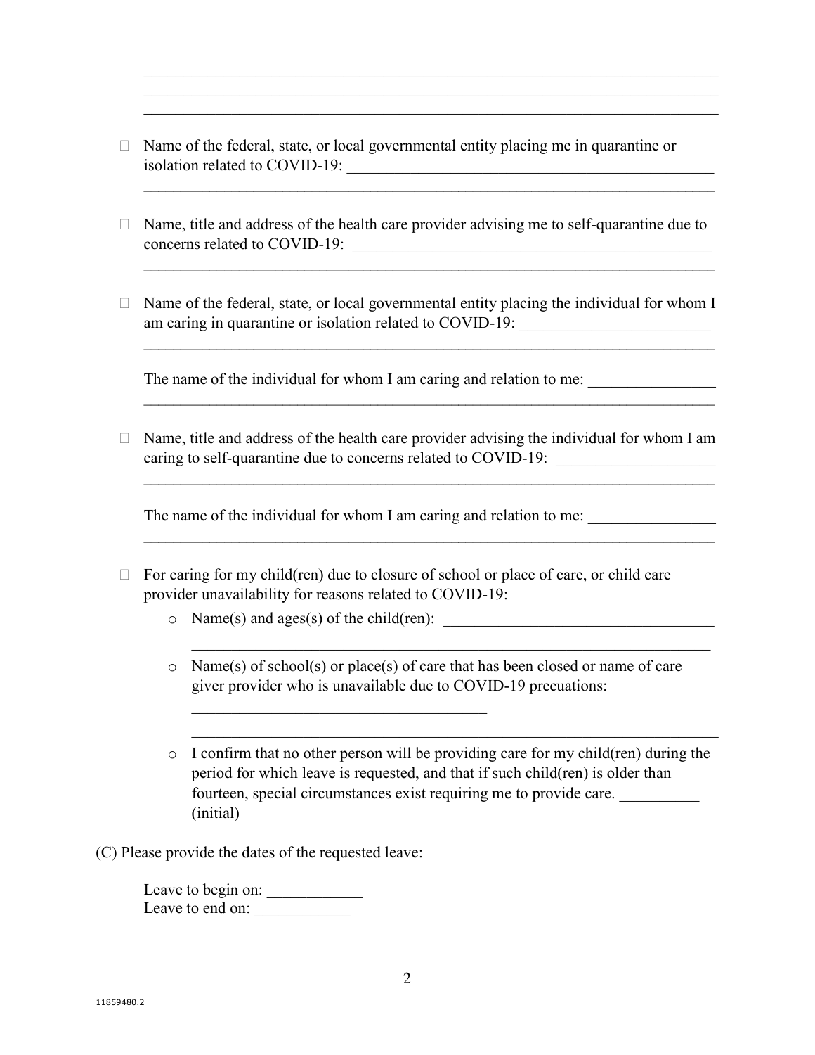\_\_\_\_\_\_\_\_\_\_\_\_\_\_\_\_\_\_\_\_\_\_\_\_\_\_\_\_\_\_\_\_\_\_\_\_\_\_\_\_\_\_\_\_\_\_\_\_\_\_\_\_\_\_\_\_\_\_\_\_\_\_\_\_\_\_\_\_\_\_
\_\_\_\_\_\_\_\_\_\_\_\_\_\_\_\_\_\_\_\_\_\_\_\_\_\_\_\_\_\_\_\_\_\_\_\_\_\_\_\_\_\_\_\_\_\_\_\_\_\_\_\_\_\_\_\_\_\_\_\_\_\_\_\_\_\_\_\_\_\_
\_\_\_\_\_\_\_\_\_\_\_\_\_\_\_\_\_\_\_\_\_\_\_\_\_\_\_\_\_\_\_\_\_\_\_\_\_\_\_\_\_\_\_\_\_\_\_\_\_\_\_\_\_\_\_\_\_\_\_\_\_\_\_\_\_\_\_\_\_\_

- ☐ Name of the federal, state, or local governmental entity placing me in quarantine or isolation related to COVID-19: \_\_\_\_\_\_\_\_\_\_\_\_\_\_\_\_\_\_\_\_\_\_\_\_\_\_\_\_\_\_\_\_\_\_\_\_\_\_\_\_\_\_\_\_
\_\_\_\_\_\_\_\_\_\_\_\_\_\_\_\_\_\_\_\_\_\_\_\_\_\_\_\_\_\_\_\_\_\_\_\_\_\_\_\_\_\_\_\_\_\_\_\_\_\_\_\_\_\_\_\_\_\_\_\_\_\_\_\_\_\_\_\_\_\_

- ☐ Name, title and address of the health care provider advising me to self-quarantine due to concerns related to COVID-19: \_\_\_\_\_\_\_\_\_\_\_\_\_\_\_\_\_\_\_\_\_\_\_\_\_\_\_\_\_\_\_\_\_\_\_\_\_\_\_\_\_\_\_\_
\_\_\_\_\_\_\_\_\_\_\_\_\_\_\_\_\_\_\_\_\_\_\_\_\_\_\_\_\_\_\_\_\_\_\_\_\_\_\_\_\_\_\_\_\_\_\_\_\_\_\_\_\_\_\_\_\_\_\_\_\_\_\_\_\_\_\_\_\_\_

- ☐ Name of the federal, state, or local governmental entity placing the individual for whom I am caring in quarantine or isolation related to COVID-19: \_\_\_\_\_\_\_\_\_\_\_\_\_\_\_\_\_\_\_\_\_\_\_\_
\_\_\_\_\_\_\_\_\_\_\_\_\_\_\_\_\_\_\_\_\_\_\_\_\_\_\_\_\_\_\_\_\_\_\_\_\_\_\_\_\_\_\_\_\_\_\_\_\_\_\_\_\_\_\_\_\_\_\_\_\_\_\_\_\_\_\_\_\_\_

  The name of the individual for whom I am caring and relation to me: \_\_\_\_\_\_\_\_\_\_\_\_\_\_\_
\_\_\_\_\_\_\_\_\_\_\_\_\_\_\_\_\_\_\_\_\_\_\_\_\_\_\_\_\_\_\_\_\_\_\_\_\_\_\_\_\_\_\_\_\_\_\_\_\_\_\_\_\_\_\_\_\_\_\_\_\_\_\_\_\_\_\_\_\_\_

- ☐ Name, title and address of the health care provider advising the individual for whom I am caring to self-quarantine due to concerns related to COVID-19: \_\_\_\_\_\_\_\_\_\_\_\_\_\_\_\_\_\_\_
\_\_\_\_\_\_\_\_\_\_\_\_\_\_\_\_\_\_\_\_\_\_\_\_\_\_\_\_\_\_\_\_\_\_\_\_\_\_\_\_\_\_\_\_\_\_\_\_\_\_\_\_\_\_\_\_\_\_\_\_\_\_\_\_\_\_\_\_\_\_

  The name of the individual for whom I am caring and relation to me: \_\_\_\_\_\_\_\_\_\_\_\_\_\_\_
\_\_\_\_\_\_\_\_\_\_\_\_\_\_\_\_\_\_\_\_\_\_\_\_\_\_\_\_\_\_\_\_\_\_\_\_\_\_\_\_\_\_\_\_\_\_\_\_\_\_\_\_\_\_\_\_\_\_\_\_\_\_\_\_\_\_\_\_\_\_

- ☐ For caring for my child(ren) due to closure of school or place of care, or child care provider unavailability for reasons related to COVID-19:
  - Name(s) and ages(s) of the child(ren): \_\_\_\_\_\_\_\_\_\_\_\_\_\_\_\_\_\_\_\_\_\_\_\_\_\_\_\_\_\_\_\_\_\_
\_\_\_\_\_\_\_\_\_\_\_\_\_\_\_\_\_\_\_\_\_\_\_\_\_\_\_\_\_\_\_\_\_\_\_\_\_\_\_\_\_\_\_\_\_\_\_\_\_\_\_\_\_\_\_\_\_\_\_\_\_\_
  - Name(s) of school(s) or place(s) of care that has been closed or name of care giver provider who is unavailable due to COVID-19 precuations:
\_\_\_\_\_\_\_\_\_\_\_\_\_\_\_\_\_\_\_\_\_\_\_\_\_\_\_\_\_\_\_\_\_\_\_\_\_
\_\_\_\_\_\_\_\_\_\_\_\_\_\_\_\_\_\_\_\_\_\_\_\_\_\_\_\_\_\_\_\_\_\_\_\_\_\_\_\_\_\_\_\_\_\_\_\_\_\_\_\_\_\_\_\_\_\_\_\_\_\_\_
  - I confirm that no other person will be providing care for my child(ren) during the period for which leave is requested, and that if such child(ren) is older than fourteen, special circumstances exist requiring me to provide care. \_\_\_\_\_\_\_\_\_\_ (initial)

(C) Please provide the dates of the requested leave:

Leave to begin on: \_\_\_\_\_\_\_\_\_\_\_\_
Leave to end on: \_\_\_\_\_\_\_\_\_\_\_\_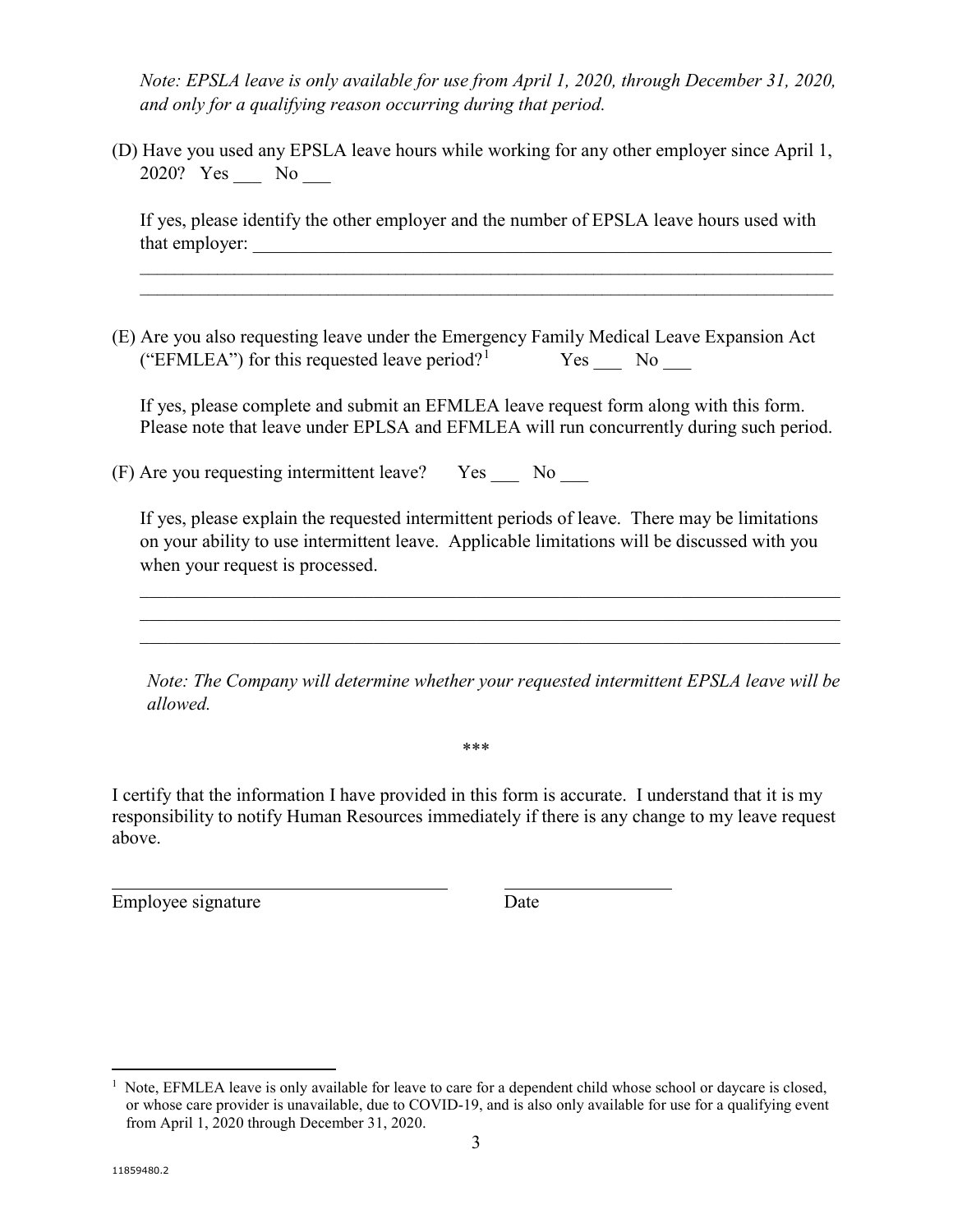*Note: EPSLA leave is only available for use from April 1, 2020, through December 31, 2020, and only for a qualifying reason occurring during that period.*

(D) Have you used any EPSLA leave hours while working for any other employer since April 1, 2020? Yes ___ No ___

If yes, please identify the other employer and the number of EPSLA leave hours used with that employer: ______________________________________________________________

______________________________________________________________________________

______________________________________________________________________________

(E) Are you also requesting leave under the Emergency Family Medical Leave Expansion Act ("EFMLEA") for this requested leave period?[1] Yes ___ No ___

If yes, please complete and submit an EFMLEA leave request form along with this form. Please note that leave under EPLSA and EFMLEA will run concurrently during such period.

(F) Are you requesting intermittent leave? Yes ___ No ___

If yes, please explain the requested intermittent periods of leave. There may be limitations on your ability to use intermittent leave. Applicable limitations will be discussed with you when your request is processed.

______________________________________________________________________________

______________________________________________________________________________

______________________________________________________________________________

*Note: The Company will determine whether your requested intermittent EPSLA leave will be allowed.*

\*\*\*

I certify that the information I have provided in this form is accurate. I understand that it is my responsibility to notify Human Resources immediately if there is any change to my leave request above.

_____________________________________ __________________

Employee signature Date

[1] Note, EFMLEA leave is only available for leave to care for a dependent child whose school or daycare is closed, or whose care provider is unavailable, due to COVID-19, and is also only available for use for a qualifying event from April 1, 2020 through December 31, 2020.

11859480.2